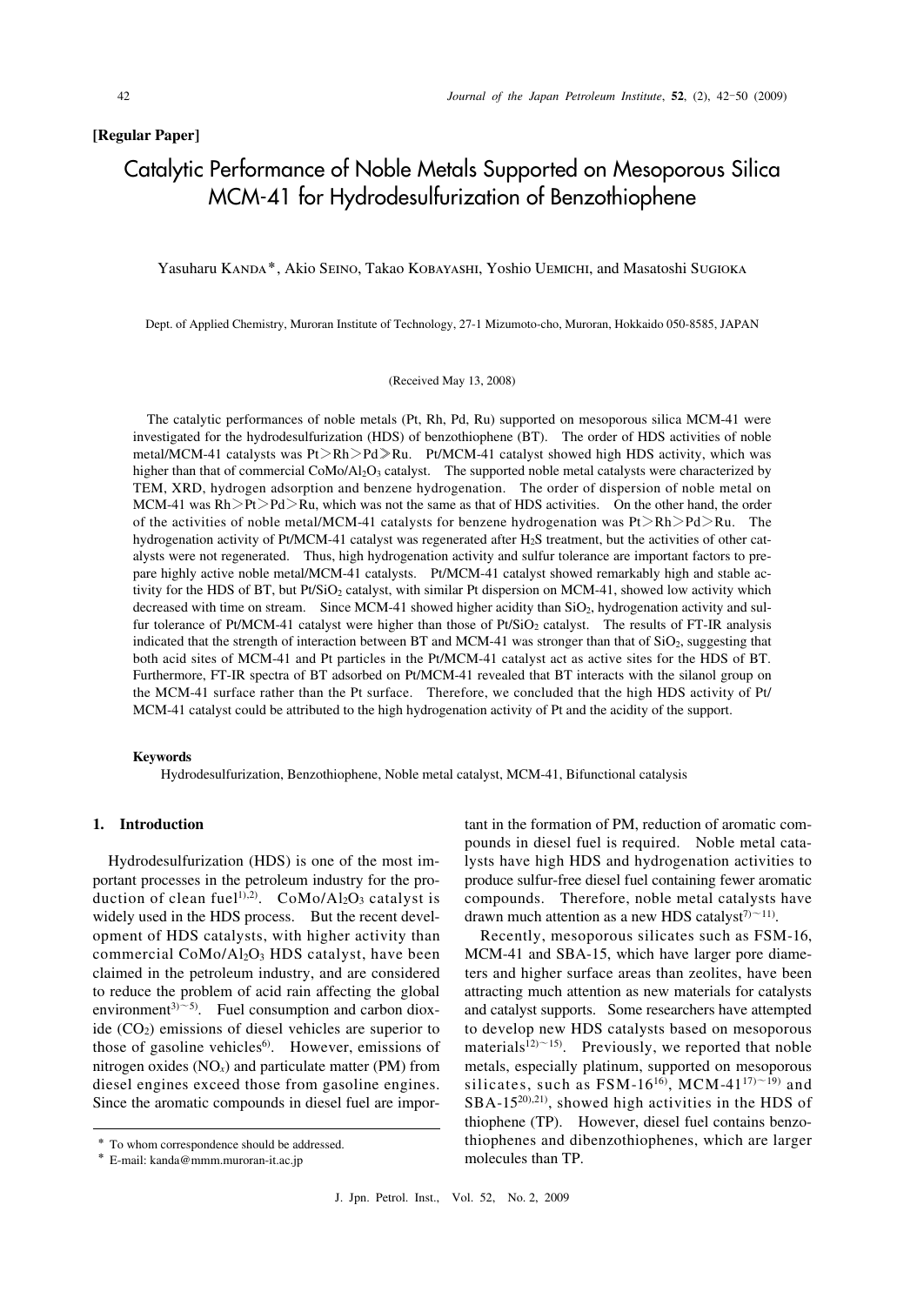**[Regular Paper]**

# Catalytic Performance of Noble Metals Supported on Mesoporous Silica MCM-41 for Hydrodesulfurization of Benzothiophene

Yasuharu KANDA*, Akio SEINO, Takao KOBAYASHI, Yoshio UEMICHI, and Masatoshi SUGIOKA

Dept. of Applied Chemistry, Muroran Institute of Technology, 27-1 Mizumoto-cho, Muroran, Hokkaido 050-8585, JAPAN

(Received May 13, 2008)

The catalytic performances of noble metals (Pt, Rh, Pd, Ru) supported on mesoporous silica MCM-41 were investigated for the hydrodesulfurization (HDS) of benzothiophene (BT). The order of HDS activities of noble metal/MCM-41 catalysts was Pt > Rh > Pd ≫ Ru. Pt/MCM-41 catalyst showed high HDS activity, which was higher than that of commercial $CoMo/Al_2O_3$ catalyst. The supported noble metal catalysts were characterized by TEM, XRD, hydrogen adsorption and benzene hydrogenation. The order of dispersion of noble metal on MCM-41 was Rh > Pt > Pd > Ru, which was not the same as that of HDS activities. On the other hand, the order of the activities of noble metal/MCM-41 catalysts for benzene hydrogenation was Pt > Rh > Pd > Ru. The hydrogenation activity of Pt/MCM-41 catalyst was regenerated after $H_2S$ treatment, but the activities of other catalysts were not regenerated. Thus, high hydrogenation activity and sulfur tolerance are important factors to prepare highly active noble metal/MCM-41 catalysts. Pt/MCM-41 catalyst showed remarkably high and stable activity for the HDS of BT, but $Pt/SiO_2$ catalyst, with similar Pt dispersion on MCM-41, showed low activity which decreased with time on stream. Since MCM-41 showed higher acidity than $SiO_2$, hydrogenation activity and sulfur tolerance of Pt/MCM-41 catalyst were higher than those of $Pt/SiO_2$ catalyst. The results of FT-IR analysis indicated that the strength of interaction between BT and MCM-41 was stronger than that of $SiO_2$, suggesting that both acid sites of MCM-41 and Pt particles in the Pt/MCM-41 catalyst act as active sites for the HDS of BT. Furthermore, FT-IR spectra of BT adsorbed on Pt/MCM-41 revealed that BT interacts with the silanol group on the MCM-41 surface rather than the Pt surface. Therefore, we concluded that the high HDS activity of Pt/MCM-41 catalyst could be attributed to the high hydrogenation activity of Pt and the acidity of the support.

**Keywords**

Hydrodesulfurization, Benzothiophene, Noble metal catalyst, MCM-41, Bifunctional catalysis

## 1. Introduction

Hydrodesulfurization (HDS) is one of the most important processes in the petroleum industry for the production of clean fuel[1),2)]. $CoMo/Al_2O_3$ catalyst is widely used in the HDS process. But the recent development of HDS catalysts, with higher activity than commercial $CoMo/Al_2O_3$ HDS catalyst, have been claimed in the petroleum industry, and are considered to reduce the problem of acid rain affecting the global environment[3)~5)]. Fuel consumption and carbon dioxide ($CO_2$) emissions of diesel vehicles are superior to those of gasoline vehicles[6)]. However, emissions of nitrogen oxides ($NO_x$) and particulate matter (PM) from diesel engines exceed those from gasoline engines. Since the aromatic compounds in diesel fuel are important in the formation of PM, reduction of aromatic compounds in diesel fuel is required. Noble metal catalysts have high HDS and hydrogenation activities to produce sulfur-free diesel fuel containing fewer aromatic compounds. Therefore, noble metal catalysts have drawn much attention as a new HDS catalyst[7)~11)].

Recently, mesoporous silicates such as FSM-16, MCM-41 and SBA-15, which have larger pore diameters and higher surface areas than zeolites, have been attracting much attention as new materials for catalysts and catalyst supports. Some researchers have attempted to develop new HDS catalysts based on mesoporous materials[12)~15)]. Previously, we reported that noble metals, especially platinum, supported on mesoporous silicates, such as FSM-16[16)], MCM-41[17)~19)] and SBA-15[20),21)], showed high activities in the HDS of thiophene (TP). However, diesel fuel contains benzothiophenes and dibenzothiophenes, which are larger molecules than TP.

\* To whom correspondence should be addressed.
\* E-mail: kanda@mmm.muroran-it.ac.jp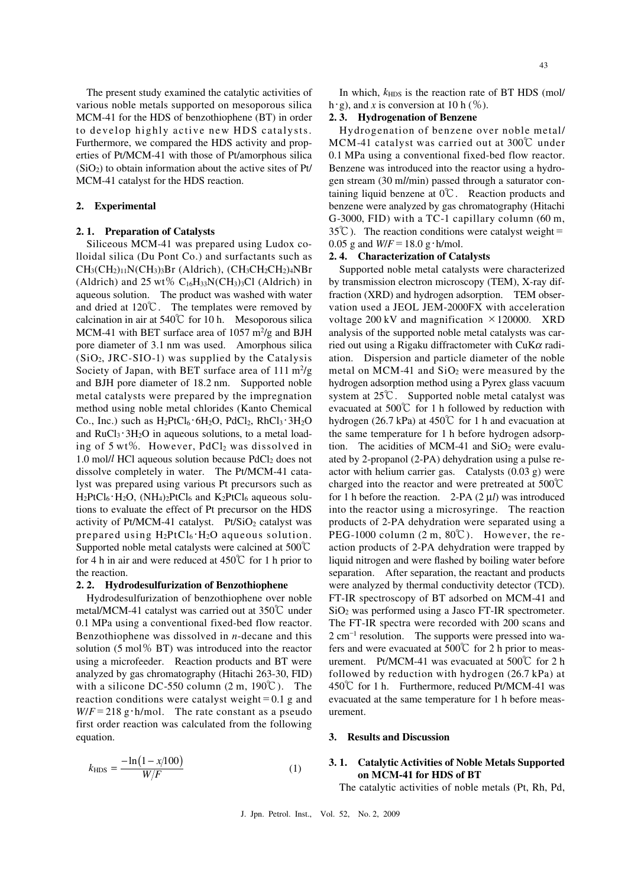The present study examined the catalytic activities of various noble metals supported on mesoporous silica MCM-41 for the HDS of benzothiophene (BT) in order to develop highly active new HDS catalysts. Furthermore, we compared the HDS activity and properties of Pt/MCM-41 with those of Pt/amorphous silica ($SiO_2$) to obtain information about the active sites of Pt/MCM-41 catalyst for the HDS reaction.

## 2. Experimental

### 2. 1. Preparation of Catalysts

Siliceous MCM-41 was prepared using Ludox colloidal silica (Du Pont Co.) and surfactants such as $CH_3(CH_2)_{11}N(CH_3)_3Br$ (Aldrich), $(CH_3CH_2CH_2)_4NBr$ (Aldrich) and 25 wt% $C_{16}H_{33}N(CH_3)_3Cl$ (Aldrich) in aqueous solution. The product was washed with water and dried at 120℃. The templates were removed by calcination in air at 540℃ for 10 h. Mesoporous silica MCM-41 with BET surface area of 1057 $m^2/g$ and BJH pore diameter of 3.1 nm was used. Amorphous silica ($SiO_2$, JRC-SIO-1) was supplied by the Catalysis Society of Japan, with BET surface area of 111 $m^2/g$ and BJH pore diameter of 18.2 nm. Supported noble metal catalysts were prepared by the impregnation method using noble metal chlorides (Kanto Chemical Co., Inc.) such as $H_2PtCl_6 \cdot 6H_2O$, $PdCl_2$, $RhCl_3 \cdot 3H_2O$ and $RuCl_3 \cdot 3H_2O$ in aqueous solutions, to a metal loading of 5 wt%. However, $PdCl_2$ was dissolved in 1.0 mol/*l* HCl aqueous solution because $PdCl_2$ does not dissolve completely in water. The Pt/MCM-41 catalyst was prepared using various Pt precursors such as $H_2PtCl_6 \cdot H_2O$, $(NH_4)_2PtCl_6$ and $K_2PtCl_6$ aqueous solutions to evaluate the effect of Pt precursor on the HDS activity of Pt/MCM-41 catalyst. Pt/$SiO_2$ catalyst was prepared using $H_2PtCl_6 \cdot H_2O$ aqueous solution. Supported noble metal catalysts were calcined at 500℃ for 4 h in air and were reduced at 450℃ for 1 h prior to the reaction.

### 2. 2. Hydrodesulfurization of Benzothiophene

Hydrodesulfurization of benzothiophene over noble metal/MCM-41 catalyst was carried out at 350℃ under 0.1 MPa using a conventional fixed-bed flow reactor. Benzothiophene was dissolved in *n*-decane and this solution (5 mol% BT) was introduced into the reactor using a microfeeder. Reaction products and BT were analyzed by gas chromatography (Hitachi 263-30, FID) with a silicone DC-550 column (2 m, 190℃). The reaction conditions were catalyst weight = 0.1 g and $W/F$ = 218 g·h/mol. The rate constant as a pseudo first order reaction was calculated from the following equation.

$$k_{\mathrm{HDS}} = \frac{-\ln\left(1 - x/100\right)}{W/F} \qquad (1)$$

In which, $k_{\mathrm{HDS}}$ is the reaction rate of BT HDS (mol/h·g), and $x$ is conversion at 10 h (%).

### 2. 3. Hydrogenation of Benzene

Hydrogenation of benzene over noble metal/MCM-41 catalyst was carried out at 300℃ under 0.1 MPa using a conventional fixed-bed flow reactor. Benzene was introduced into the reactor using a hydrogen stream (30 m*l*/min) passed through a saturator containing liquid benzene at 0℃. Reaction products and benzene were analyzed by gas chromatography (Hitachi G-3000, FID) with a TC-1 capillary column (60 m, 35℃). The reaction conditions were catalyst weight = 0.05 g and $W/F$ = 18.0 g·h/mol.

### 2. 4. Characterization of Catalysts

Supported noble metal catalysts were characterized by transmission electron microscopy (TEM), X-ray diffraction (XRD) and hydrogen adsorption. TEM observation used a JEOL JEM-2000FX with acceleration voltage 200 kV and magnification ×120000. XRD analysis of the supported noble metal catalysts was carried out using a Rigaku diffractometer with CuK$\alpha$ radiation. Dispersion and particle diameter of the noble metal on MCM-41 and $SiO_2$ were measured by the hydrogen adsorption method using a Pyrex glass vacuum system at 25℃. Supported noble metal catalyst was evacuated at 500℃ for 1 h followed by reduction with hydrogen (26.7 kPa) at 450℃ for 1 h and evacuation at the same temperature for 1 h before hydrogen adsorption. The acidities of MCM-41 and $SiO_2$ were evaluated by 2-propanol (2-PA) dehydration using a pulse reactor with helium carrier gas. Catalysts (0.03 g) were charged into the reactor and were pretreated at 500℃ for 1 h before the reaction. 2-PA (2 μ*l*) was introduced into the reactor using a microsyringe. The reaction products of 2-PA dehydration were separated using a PEG-1000 column (2 m, 80℃). However, the reaction products of 2-PA dehydration were trapped by liquid nitrogen and were flashed by boiling water before separation. After separation, the reactant and products were analyzed by thermal conductivity detector (TCD). FT-IR spectroscopy of BT adsorbed on MCM-41 and $SiO_2$ was performed using a Jasco FT-IR spectrometer. The FT-IR spectra were recorded with 200 scans and 2 $cm^{-1}$ resolution. The supports were pressed into wafers and were evacuated at 500℃ for 2 h prior to measurement. Pt/MCM-41 was evacuated at 500℃ for 2 h followed by reduction with hydrogen (26.7 kPa) at 450℃ for 1 h. Furthermore, reduced Pt/MCM-41 was evacuated at the same temperature for 1 h before measurement.

## 3. Results and Discussion

### 3. 1. Catalytic Activities of Noble Metals Supported on MCM-41 for HDS of BT

The catalytic activities of noble metals (Pt, Rh, Pd,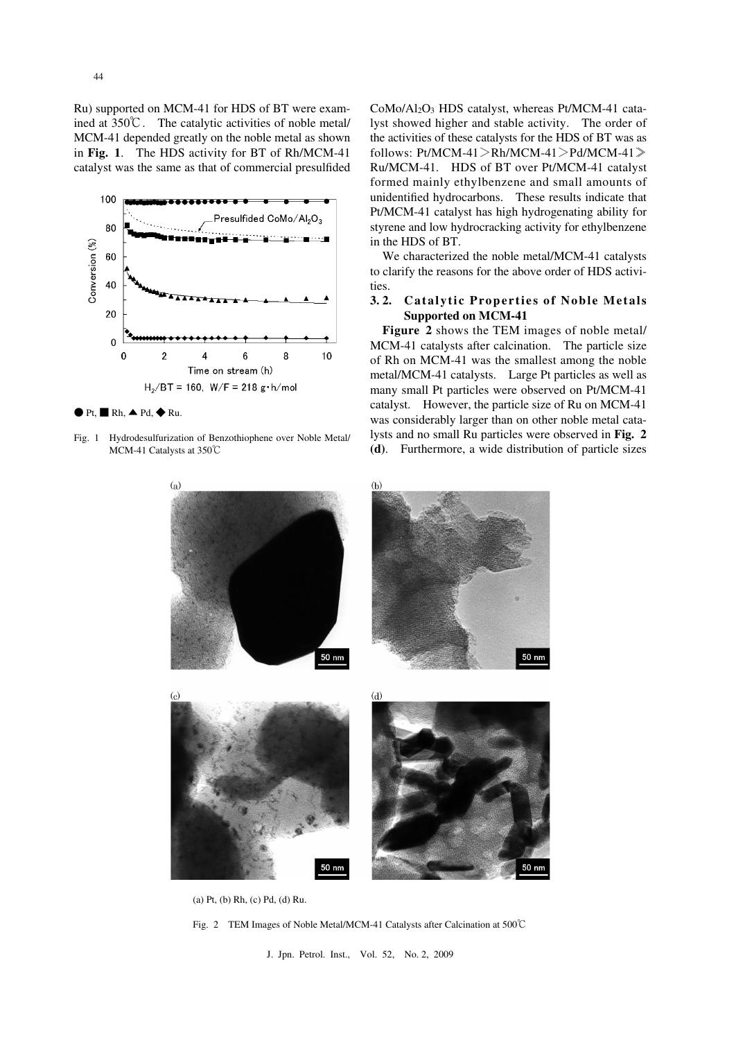Ru) supported on MCM-41 for HDS of BT were examined at 350℃. The catalytic activities of noble metal/MCM-41 depended greatly on the noble metal as shown in **Fig. 1**. The HDS activity for BT of Rh/MCM-41 catalyst was the same as that of commercial presulfided $CoMo/Al_2O_3$ HDS catalyst, whereas Pt/MCM-41 catalyst showed higher and stable activity. The order of the activities of these catalysts for the HDS of BT was as follows: Pt/MCM-41＞Rh/MCM-41＞Pd/MCM-41≫Ru/MCM-41. HDS of BT over Pt/MCM-41 catalyst formed mainly ethylbenzene and small amounts of unidentified hydrocarbons. These results indicate that Pt/MCM-41 catalyst has high hydrogenating ability for styrene and low hydrocracking activity for ethylbenzene in the HDS of BT.

● Pt, ■ Rh, ▲ Pd, ◆ Ru.

Fig. 1 Hydrodesulfurization of Benzothiophene over Noble Metal/MCM-41 Catalysts at 350℃

We characterized the noble metal/MCM-41 catalysts to clarify the reasons for the above order of HDS activities.

### 3. 2. Catalytic Properties of Noble Metals Supported on MCM-41

**Figure 2** shows the TEM images of noble metal/MCM-41 catalysts after calcination. The particle size of Rh on MCM-41 was the smallest among the noble metal/MCM-41 catalysts. Large Pt particles as well as many small Pt particles were observed on Pt/MCM-41 catalyst. However, the particle size of Ru on MCM-41 was considerably larger than on other noble metal catalysts and no small Ru particles were observed in **Fig. 2 (d)**. Furthermore, a wide distribution of particle sizes

(a) Pt, (b) Rh, (c) Pd, (d) Ru.

Fig. 2 TEM Images of Noble Metal/MCM-41 Catalysts after Calcination at 500℃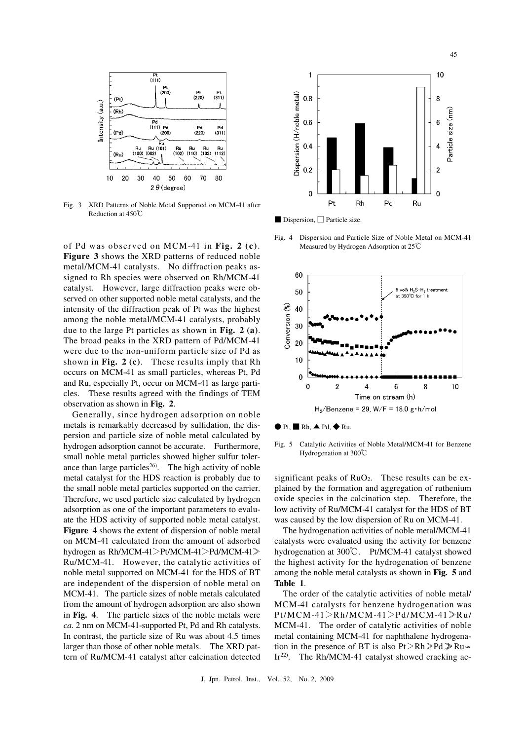Fig. 3 XRD Patterns of Noble Metal Supported on MCM-41 after Reduction at 450℃

of Pd was observed on MCM-41 in **Fig. 2 (c)**. **Figure 3** shows the XRD patterns of reduced noble metal/MCM-41 catalysts. No diffraction peaks assigned to Rh species were observed on Rh/MCM-41 catalyst. However, large diffraction peaks were observed on other supported noble metal catalysts, and the intensity of the diffraction peak of Pt was the highest among the noble metal/MCM-41 catalysts, probably due to the large Pt particles as shown in **Fig. 2 (a)**. The broad peaks in the XRD pattern of Pd/MCM-41 were due to the non-uniform particle size of Pd as shown in **Fig. 2 (c)**. These results imply that Rh occurs on MCM-41 as small particles, whereas Pt, Pd and Ru, especially Pt, occur on MCM-41 as large particles. These results agreed with the findings of TEM observation as shown in **Fig. 2**.

Generally, since hydrogen adsorption on noble metals is remarkably decreased by sulfidation, the dispersion and particle size of noble metal calculated by hydrogen adsorption cannot be accurate. Furthermore, small noble metal particles showed higher sulfur tolerance than large particles[26]. The high activity of noble metal catalyst for the HDS reaction is probably due to the small noble metal particles supported on the carrier. Therefore, we used particle size calculated by hydrogen adsorption as one of the important parameters to evaluate the HDS activity of supported noble metal catalyst. **Figure 4** shows the extent of dispersion of noble metal on MCM-41 calculated from the amount of adsorbed hydrogen as Rh/MCM-41>Pt/MCM-41>Pd/MCM-41≫Ru/MCM-41. However, the catalytic activities of noble metal supported on MCM-41 for the HDS of BT are independent of the dispersion of noble metal on MCM-41. The particle sizes of noble metals calculated from the amount of hydrogen adsorption are also shown in **Fig. 4**. The particle sizes of the noble metals were *ca.* 2 nm on MCM-41-supported Pt, Pd and Rh catalysts. In contrast, the particle size of Ru was about 4.5 times larger than those of other noble metals. The XRD pattern of Ru/MCM-41 catalyst after calcination detected significant peaks of $RuO_2$. These results can be explained by the formation and aggregation of ruthenium oxide species in the calcination step. Therefore, the low activity of Ru/MCM-41 catalyst for the HDS of BT was caused by the low dispersion of Ru on MCM-41.

■ Dispersion, □ Particle size.

Fig. 4 Dispersion and Particle Size of Noble Metal on MCM-41 Measured by Hydrogen Adsorption at 25℃

$H_2$/Benzene = 29, W/F = 18.0 g·h/mol

● Pt, ■ Rh, ▲ Pd, ◆ Ru.

Fig. 5 Catalytic Activities of Noble Metal/MCM-41 for Benzene Hydrogenation at 300℃

The hydrogenation activities of noble metal/MCM-41 catalysts were evaluated using the activity for benzene hydrogenation at 300℃. Pt/MCM-41 catalyst showed the highest activity for the hydrogenation of benzene among the noble metal catalysts as shown in **Fig. 5** and **Table 1**.

The order of the catalytic activities of noble metal/MCM-41 catalysts for benzene hydrogenation was Pt/MCM-41>Rh/MCM-41>Pd/MCM-41≫Ru/MCM-41. The order of catalytic activities of noble metal containing MCM-41 for naphthalene hydrogenation in the presence of BT is also Pt>Rh≫Pd≫Ru≈Ir[22]. The Rh/MCM-41 catalyst showed cracking ac-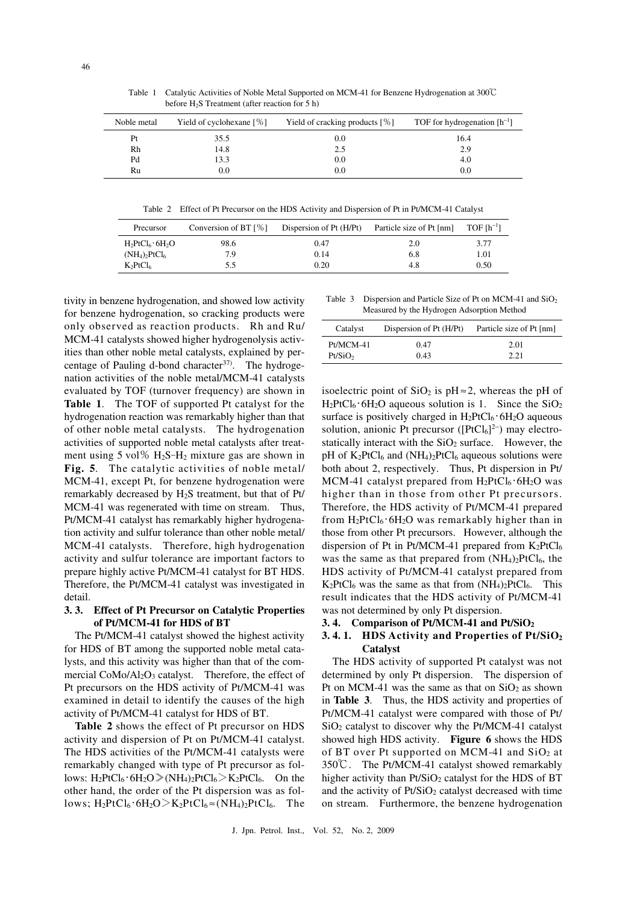Table 1 Catalytic Activities of Noble Metal Supported on MCM-41 for Benzene Hydrogenation at 300℃ before $H_2S$ Treatment (after reaction for 5 h)

| Noble metal | Yield of cyclohexane [%] | Yield of cracking products [%] | TOF for hydrogenation [$h^{-1}$] |
|---|---|---|---|
| Pt | 35.5 | 0.0 | 16.4 |
| Rh | 14.8 | 2.5 | 2.9 |
| Pd | 13.3 | 0.0 | 4.0 |
| Ru | 0.0 | 0.0 | 0.0 |

Table 2 Effect of Pt Precursor on the HDS Activity and Dispersion of Pt in Pt/MCM-41 Catalyst

| Precursor | Conversion of BT [%] | Dispersion of Pt (H/Pt) | Particle size of Pt [nm] | TOF [$h^{-1}$] |
|---|---|---|---|---|
| $H_2PtCl_6 \cdot 6H_2O$ | 98.6 | 0.47 | 2.0 | 3.77 |
| $(NH_4)_2PtCl_6$ | 7.9 | 0.14 | 6.8 | 1.01 |
| $K_2PtCl_6$ | 5.5 | 0.20 | 4.8 | 0.50 |

tivity in benzene hydrogenation, and showed low activity for benzene hydrogenation, so cracking products were only observed as reaction products. Rh and Ru/MCM-41 catalysts showed higher hydrogenolysis activities than other noble metal catalysts, explained by percentage of Pauling d-bond character[37]. The hydrogenation activities of the noble metal/MCM-41 catalysts evaluated by TOF (turnover frequency) are shown in **Table 1**. The TOF of supported Pt catalyst for the hydrogenation reaction was remarkably higher than that of other noble metal catalysts. The hydrogenation activities of supported noble metal catalysts after treatment using 5 vol% $H_2S$-$H_2$ mixture gas are shown in **Fig. 5**. The catalytic activities of noble metal/MCM-41, except Pt, for benzene hydrogenation were remarkably decreased by $H_2S$ treatment, but that of Pt/MCM-41 was regenerated with time on stream. Thus, Pt/MCM-41 catalyst has remarkably higher hydrogenation activity and sulfur tolerance than other noble metal/MCM-41 catalysts. Therefore, high hydrogenation activity and sulfur tolerance are important factors to prepare highly active Pt/MCM-41 catalyst for BT HDS. Therefore, the Pt/MCM-41 catalyst was investigated in detail.

### 3. 3. Effect of Pt Precursor on Catalytic Properties of Pt/MCM-41 for HDS of BT

The Pt/MCM-41 catalyst showed the highest activity for HDS of BT among the supported noble metal catalysts, and this activity was higher than that of the commercial $CoMo/Al_2O_3$ catalyst. Therefore, the effect of Pt precursors on the HDS activity of Pt/MCM-41 was examined in detail to identify the causes of the high activity of Pt/MCM-41 catalyst for HDS of BT.

**Table 2** shows the effect of Pt precursor on HDS activity and dispersion of Pt on Pt/MCM-41 catalyst. The HDS activities of the Pt/MCM-41 catalysts were remarkably changed with type of Pt precursor as follows: $H_2PtCl_6 \cdot 6H_2O \gg (NH_4)_2PtCl_6 > K_2PtCl_6$. On the other hand, the order of the Pt dispersion was as follows; $H_2PtCl_6 \cdot 6H_2O > K_2PtCl_6 \approx (NH_4)_2PtCl_6$. The isoelectric point of $SiO_2$ is pH $\approx$ 2, whereas the pH of $H_2PtCl_6 \cdot 6H_2O$ aqueous solution is 1. Since the $SiO_2$ surface is positively charged in $H_2PtCl_6 \cdot 6H_2O$ aqueous solution, anionic Pt precursor ($[PtCl_6]^{2-}$) may electrostatically interact with the $SiO_2$ surface. However, the pH of $K_2PtCl_6$ and $(NH_4)_2PtCl_6$ aqueous solutions were both about 2, respectively. Thus, Pt dispersion in Pt/MCM-41 catalyst prepared from $H_2PtCl_6 \cdot 6H_2O$ was higher than in those from other Pt precursors. Therefore, the HDS activity of Pt/MCM-41 prepared from $H_2PtCl_6 \cdot 6H_2O$ was remarkably higher than in those from other Pt precursors. However, although the dispersion of Pt in Pt/MCM-41 prepared from $K_2PtCl_6$ was the same as that prepared from $(NH_4)_2PtCl_6$, the HDS activity of Pt/MCM-41 catalyst prepared from $K_2PtCl_6$ was the same as that from $(NH_4)_2PtCl_6$. This result indicates that the HDS activity of Pt/MCM-41 was not determined by only Pt dispersion.

Table 3 Dispersion and Particle Size of Pt on MCM-41 and $SiO_2$ Measured by the Hydrogen Adsorption Method

| Catalyst | Dispersion of Pt (H/Pt) | Particle size of Pt [nm] |
|---|---|---|
| Pt/MCM-41 | 0.47 | 2.01 |
| Pt/$SiO_2$ | 0.43 | 2.21 |

### 3. 4. Comparison of Pt/MCM-41 and Pt/$SiO_2$

#### 3. 4. 1. HDS Activity and Properties of Pt/$SiO_2$ Catalyst

The HDS activity of supported Pt catalyst was not determined by only Pt dispersion. The dispersion of Pt on MCM-41 was the same as that on $SiO_2$ as shown in **Table 3**. Thus, the HDS activity and properties of Pt/MCM-41 catalyst were compared with those of Pt/$SiO_2$ catalyst to discover why the Pt/MCM-41 catalyst showed high HDS activity. **Figure 6** shows the HDS of BT over Pt supported on MCM-41 and $SiO_2$ at 350℃. The Pt/MCM-41 catalyst showed remarkably higher activity than Pt/$SiO_2$ catalyst for the HDS of BT and the activity of Pt/$SiO_2$ catalyst decreased with time on stream. Furthermore, the benzene hydrogenation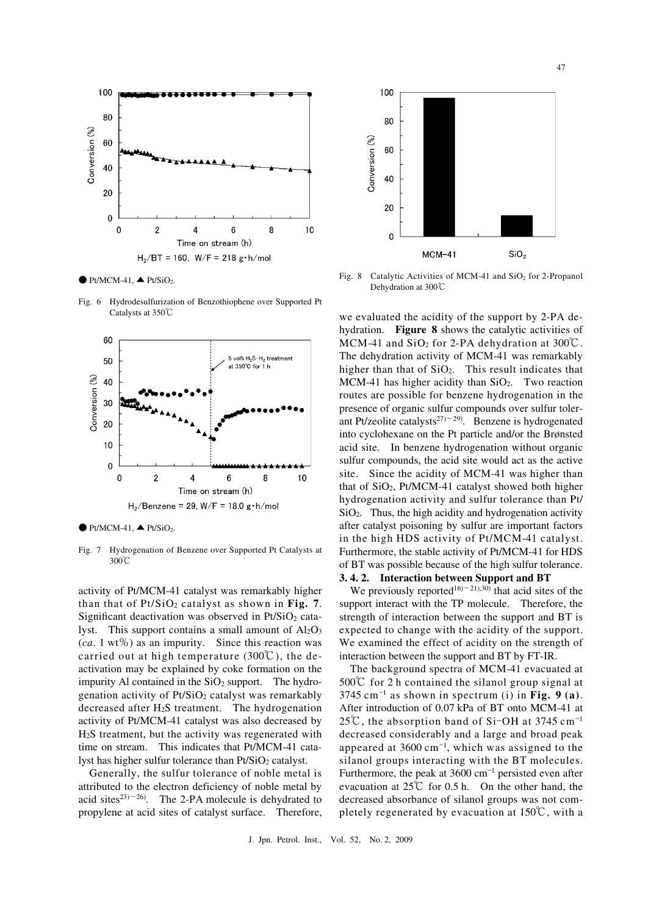● Pt/MCM-41, ▲ Pt/$SiO_2$.

Fig. 6 Hydrodesulfurization of Benzothiophene over Supported Pt Catalysts at 350℃

● Pt/MCM-41, ▲ Pt/$SiO_2$.

Fig. 7 Hydrogenation of Benzene over Supported Pt Catalysts at 300℃

activity of Pt/MCM-41 catalyst was remarkably higher than that of Pt/$SiO_2$ catalyst as shown in **Fig. 7**. Significant deactivation was observed in Pt/$SiO_2$ catalyst. This support contains a small amount of $Al_2O_3$ (*ca*. 1 wt%) as an impurity. Since this reaction was carried out at high temperature (300℃), the deactivation may be explained by coke formation on the impurity Al contained in the $SiO_2$ support. The hydrogenation activity of Pt/$SiO_2$ catalyst was remarkably decreased after $H_2S$ treatment. The hydrogenation activity of Pt/MCM-41 catalyst was also decreased by $H_2S$ treatment, but the activity was regenerated with time on stream. This indicates that Pt/MCM-41 catalyst has higher sulfur tolerance than Pt/$SiO_2$ catalyst.

Generally, the sulfur tolerance of noble metal is attributed to the electron deficiency of noble metal by acid sites[23)~26)]. The 2-PA molecule is dehydrated to propylene at acid sites of catalyst surface. Therefore, we evaluated the acidity of the support by 2-PA dehydration. **Figure 8** shows the catalytic activities of MCM-41 and $SiO_2$ for 2-PA dehydration at 300℃. The dehydration activity of MCM-41 was remarkably higher than that of $SiO_2$. This result indicates that MCM-41 has higher acidity than $SiO_2$. Two reaction routes are possible for benzene hydrogenation in the presence of organic sulfur compounds over sulfur tolerant Pt/zeolite catalysts[27)~29)]. Benzene is hydrogenated into cyclohexane on the Pt particle and/or the Brønsted acid site. In benzene hydrogenation without organic sulfur compounds, the acid site would act as the active site. Since the acidity of MCM-41 was higher than that of $SiO_2$, Pt/MCM-41 catalyst showed both higher hydrogenation activity and sulfur tolerance than Pt/$SiO_2$. Thus, the high acidity and hydrogenation activity after catalyst poisoning by sulfur are important factors in the high HDS activity of Pt/MCM-41 catalyst. Furthermore, the stable activity of Pt/MCM-41 for HDS of BT was possible because of the high sulfur tolerance.

Fig. 8 Catalytic Activities of MCM-41 and $SiO_2$ for 2-Propanol Dehydration at 300℃

### 3. 4. 2. Interaction between Support and BT

We previously reported[16)~21),30)] that acid sites of the support interact with the TP molecule. Therefore, the strength of interaction between the support and BT is expected to change with the acidity of the support. We examined the effect of acidity on the strength of interaction between the support and BT by FT-IR.

The background spectra of MCM-41 evacuated at 500℃ for 2 h contained the silanol group signal at 3745 $cm^{-1}$ as shown in spectrum (i) in **Fig. 9 (a)**. After introduction of 0.07 kPa of BT onto MCM-41 at 25℃, the absorption band of Si-OH at 3745 $cm^{-1}$ decreased considerably and a large and broad peak appeared at 3600 $cm^{-1}$, which was assigned to the silanol groups interacting with the BT molecules. Furthermore, the peak at 3600 $cm^{-1}$ persisted even after evacuation at 25℃ for 0.5 h. On the other hand, the decreased absorbance of silanol groups was not completely regenerated by evacuation at 150℃, with a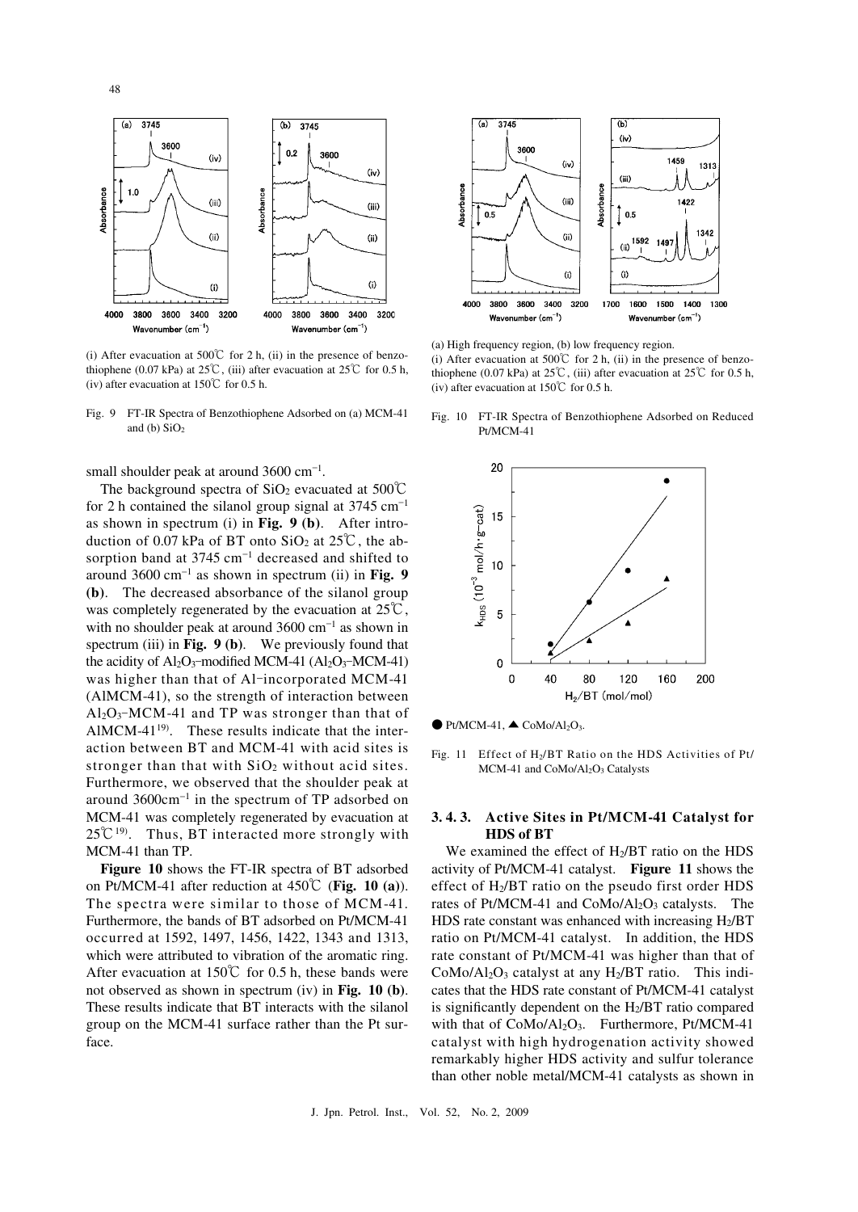(i) After evacuation at 500℃ for 2 h, (ii) in the presence of benzothiophene (0.07 kPa) at 25℃, (iii) after evacuation at 25℃ for 0.5 h, (iv) after evacuation at 150℃ for 0.5 h.

Fig. 9 FT-IR Spectra of Benzothiophene Adsorbed on (a) MCM-41 and (b) $SiO_2$

small shoulder peak at around 3600 $cm^{-1}$.

The background spectra of $SiO_2$ evacuated at 500℃ for 2 h contained the silanol group signal at 3745 $cm^{-1}$ as shown in spectrum (i) in **Fig. 9 (b)**. After introduction of 0.07 kPa of BT onto $SiO_2$ at 25℃, the absorption band at 3745 $cm^{-1}$ decreased and shifted to around 3600 $cm^{-1}$ as shown in spectrum (ii) in **Fig. 9 (b)**. The decreased absorbance of the silanol group was completely regenerated by the evacuation at 25℃, with no shoulder peak at around 3600 $cm^{-1}$ as shown in spectrum (iii) in **Fig. 9 (b)**. We previously found that the acidity of $Al_2O_3$–modified MCM-41 ($Al_2O_3$–MCM-41) was higher than that of Al–incorporated MCM-41 (AlMCM-41), so the strength of interaction between $Al_2O_3$–MCM-41 and TP was stronger than that of AlMCM-41[19]. These results indicate that the interaction between BT and MCM-41 with acid sites is stronger than that with $SiO_2$ without acid sites. Furthermore, we observed that the shoulder peak at around 3600$cm^{-1}$ in the spectrum of TP adsorbed on MCM-41 was completely regenerated by evacuation at 25℃[19]. Thus, BT interacted more strongly with MCM-41 than TP.

**Figure 10** shows the FT-IR spectra of BT adsorbed on Pt/MCM-41 after reduction at 450℃ (**Fig. 10 (a)**). The spectra were similar to those of MCM-41. Furthermore, the bands of BT adsorbed on Pt/MCM-41 occurred at 1592, 1497, 1456, 1422, 1343 and 1313, which were attributed to vibration of the aromatic ring. After evacuation at 150℃ for 0.5 h, these bands were not observed as shown in spectrum (iv) in **Fig. 10 (b)**. These results indicate that BT interacts with the silanol group on the MCM-41 surface rather than the Pt surface.

(a) High frequency region, (b) low frequency region.
(i) After evacuation at 500℃ for 2 h, (ii) in the presence of benzothiophene (0.07 kPa) at 25℃, (iii) after evacuation at 25℃ for 0.5 h, (iv) after evacuation at 150℃ for 0.5 h.

Fig. 10 FT-IR Spectra of Benzothiophene Adsorbed on Reduced Pt/MCM-41

● Pt/MCM-41, ▲ $CoMo/Al_2O_3$.

Fig. 11 Effect of $H_2$/BT Ratio on the HDS Activities of Pt/MCM-41 and $CoMo/Al_2O_3$ Catalysts

### 3. 4. 3. Active Sites in Pt/MCM-41 Catalyst for HDS of BT

We examined the effect of $H_2$/BT ratio on the HDS activity of Pt/MCM-41 catalyst. **Figure 11** shows the effect of $H_2$/BT ratio on the pseudo first order HDS rates of Pt/MCM-41 and $CoMo/Al_2O_3$ catalysts. The HDS rate constant was enhanced with increasing $H_2$/BT ratio on Pt/MCM-41 catalyst. In addition, the HDS rate constant of Pt/MCM-41 was higher than that of $CoMo/Al_2O_3$ catalyst at any $H_2$/BT ratio. This indicates that the HDS rate constant of Pt/MCM-41 catalyst is significantly dependent on the $H_2$/BT ratio compared with that of $CoMo/Al_2O_3$. Furthermore, Pt/MCM-41 catalyst with high hydrogenation activity showed remarkably higher HDS activity and sulfur tolerance than other noble metal/MCM-41 catalysts as shown in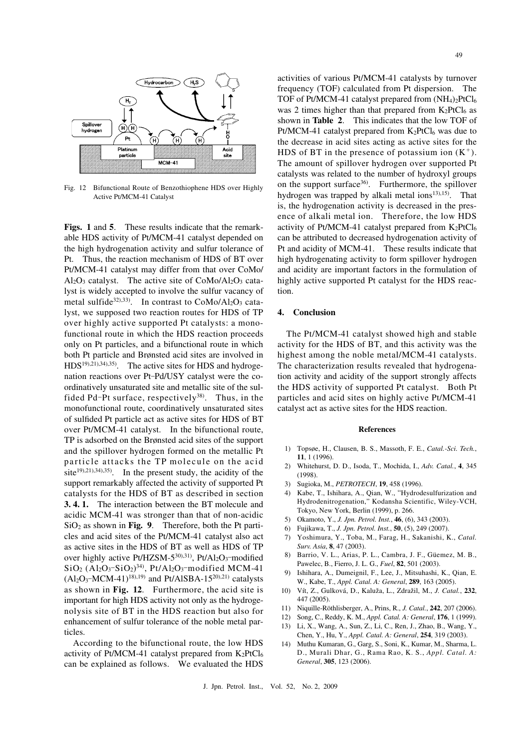Fig. 12 Bifunctional Route of Benzothiophene HDS over Highly Active Pt/MCM-41 Catalyst

**Figs. 1** and **5**. These results indicate that the remarkable HDS activity of Pt/MCM-41 catalyst depended on the high hydrogenation activity and sulfur tolerance of Pt. Thus, the reaction mechanism of HDS of BT over Pt/MCM-41 catalyst may differ from that over CoMo/$Al_2O_3$ catalyst. The active site of CoMo/$Al_2O_3$ catalyst is widely accepted to involve the sulfur vacancy of metal sulfide[32),33)]. In contrast to CoMo/$Al_2O_3$ catalyst, we supposed two reaction routes for HDS of TP over highly active supported Pt catalysts: a monofunctional route in which the HDS reaction proceeds only on Pt particles, and a bifunctional route in which both Pt particle and Brønsted acid sites are involved in HDS[19),21),34),35)]. The active sites for HDS and hydrogenation reactions over Pt–Pd/USY catalyst were the coordinatively unsaturated site and metallic site of the sulfided Pd–Pt surface, respectively[38)]. Thus, in the monofunctional route, coordinatively unsaturated sites of sulfided Pt particle act as active sites for HDS of BT over Pt/MCM-41 catalyst. In the bifunctional route, TP is adsorbed on the Brønsted acid sites of the support and the spillover hydrogen formed on the metallic Pt particle attacks the TP molecule on the acid site[19),21),34),35)]. In the present study, the acidity of the support remarkably affected the activity of supported Pt catalysts for the HDS of BT as described in section **3. 4. 1.** The interaction between the BT molecule and acidic MCM-41 was stronger than that of non-acidic $SiO_2$ as shown in **Fig. 9**. Therefore, both the Pt particles and acid sites of the Pt/MCM-41 catalyst also act as active sites in the HDS of BT as well as HDS of TP over highly active Pt/HZSM-5[30),31)], Pt/$Al_2O_3$–modified $SiO_2$ ($Al_2O_3$–$SiO_2$)[34)], Pt/$Al_2O_3$–modified MCM-41 ($Al_2O_3$–MCM-41)[18),19)] and Pt/AlSBA-15[20),21)] catalysts as shown in **Fig. 12**. Furthermore, the acid site is important for high HDS activity not only as the hydrogenolysis site of BT in the HDS reaction but also for enhancement of sulfur tolerance of the noble metal particles.

According to the bifunctional route, the low HDS activity of Pt/MCM-41 catalyst prepared from $K_2PtCl_6$ can be explained as follows. We evaluated the HDS activities of various Pt/MCM-41 catalysts by turnover frequency (TOF) calculated from Pt dispersion. The TOF of Pt/MCM-41 catalyst prepared from $(NH_4)_2PtCl_6$ was 2 times higher than that prepared from $K_2PtCl_6$ as shown in **Table 2**. This indicates that the low TOF of Pt/MCM-41 catalyst prepared from $K_2PtCl_6$ was due to the decrease in acid sites acting as active sites for the HDS of BT in the presence of potassium ion ($K^+$). The amount of spillover hydrogen over supported Pt catalysts was related to the number of hydroxyl groups on the support surface[36)]. Furthermore, the spillover hydrogen was trapped by alkali metal ions[13),15)]. That is, the hydrogenation activity is decreased in the presence of alkali metal ion. Therefore, the low HDS activity of Pt/MCM-41 catalyst prepared from $K_2PtCl_6$ can be attributed to decreased hydrogenation activity of Pt and acidity of MCM-41. These results indicate that high hydrogenating activity to form spillover hydrogen and acidity are important factors in the formulation of highly active supported Pt catalyst for the HDS reaction.

## 4. Conclusion

The Pt/MCM-41 catalyst showed high and stable activity for the HDS of BT, and this activity was the highest among the noble metal/MCM-41 catalysts. The characterization results revealed that hydrogenation activity and acidity of the support strongly affects the HDS activity of supported Pt catalyst. Both Pt particles and acid sites on highly active Pt/MCM-41 catalyst act as active sites for the HDS reaction.

### References

1) Topsøe, H., Clausen, B. S., Massoth, F. E., *Catal.-Sci. Tech.*, **11**, 1 (1996).
2) Whitehurst, D. D., Isoda, T., Mochida, I., *Adv. Catal.*, **4**, 345 (1998).
3) Sugioka, M., *PETROTECH*, **19**, 458 (1996).
4) Kabe, T., Ishihara, A., Qian, W., "Hydrodesulfurization and Hydrodenitrogenation," Kodansha Scientific, Wiley-VCH, Tokyo, New York, Berlin (1999), p. 266.
5) Okamoto, Y., *J. Jpn. Petrol. Inst.*, **46**, (6), 343 (2003).
6) Fujikawa, T., *J. Jpn. Petrol. Inst.*, **50**, (5), 249 (2007).
7) Yoshimura, Y., Toba, M., Farag, H., Sakanishi, K., *Catal. Surv. Asia*, **8**, 47 (2003).
8) Barrio, V. L., Arias, P. L., Cambra, J. F., Güemez, M. B., Pawelec, B., Fierro, J. L. G., *Fuel*, **82**, 501 (2003).
9) Ishihara, A., Dumeignil, F., Lee, J., Mitsuhashi, K., Qian, E. W., Kabe, T., *Appl. Catal. A: General*, **289**, 163 (2005).
10) Vít, Z., Gulková, D., Kaluža, L., Zdražil, M., *J. Catal.*, **232**, 447 (2005).
11) Niquille-Röthlisberger, A., Prins, R., *J. Catal.*, **242**, 207 (2006).
12) Song, C., Reddy, K. M., *Appl. Catal. A: General*, **176**, 1 (1999).
13) Li, X., Wang, A., Sun, Z., Li, C., Ren, J., Zhao, B., Wang, Y., Chen, Y., Hu, Y., *Appl. Catal. A: General*, **254**, 319 (2003).
14) Muthu Kumaran, G., Garg, S., Soni, K., Kumar, M., Sharma, L. D., Murali Dhar, G., Rama Rao, K. S., *Appl. Catal. A: General*, **305**, 123 (2006).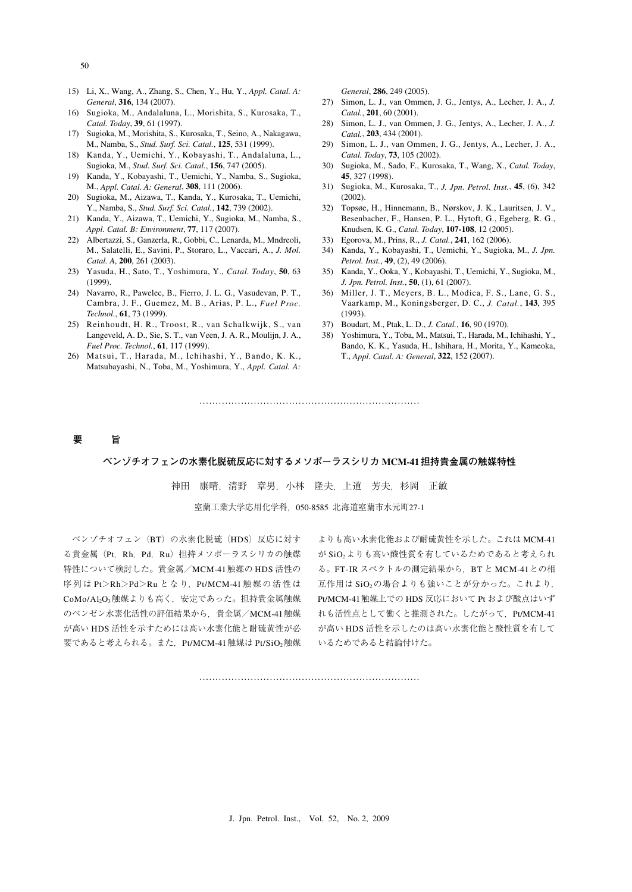15) Li, X., Wang, A., Zhang, S., Chen, Y., Hu, Y., *Appl. Catal. A: General*, **316**, 134 (2007).
16) Sugioka, M., Andalaluna, L., Morishita, S., Kurosaka, T., *Catal. Today*, **39**, 61 (1997).
17) Sugioka, M., Morishita, S., Kurosaka, T., Seino, A., Nakagawa, M., Namba, S., *Stud. Surf. Sci. Catal.*, **125**, 531 (1999).
18) Kanda, Y., Uemichi, Y., Kobayashi, T., Andalaluna, L., Sugioka, M., *Stud. Surf. Sci. Catal.*, **156**, 747 (2005).
19) Kanda, Y., Kobayashi, T., Uemichi, Y., Namba, S., Sugioka, M., *Appl. Catal. A: General*, **308**, 111 (2006).
20) Sugioka, M., Aizawa, T., Kanda, Y., Kurosaka, T., Uemichi, Y., Namba, S., *Stud. Surf. Sci. Catal.*, **142**, 739 (2002).
21) Kanda, Y., Aizawa, T., Uemichi, Y., Sugioka, M., Namba, S., *Appl. Catal. B: Environment*, **77**, 117 (2007).
22) Albertazzi, S., Ganzerla, R., Gobbi, C., Lenarda, M., Mndreoli, M., Salatelli, E., Savini, P., Storaro, L., Vaccari, A., *J. Mol. Catal. A*, **200**, 261 (2003).
23) Yasuda, H., Sato, T., Yoshimura, Y., *Catal. Today*, **50**, 63 (1999).
24) Navarro, R., Pawelec, B., Fierro, J. L. G., Vasudevan, P. T., Cambra, J. F., Guemez, M. B., Arias, P. L., *Fuel Proc. Technol.*, **61**, 73 (1999).
25) Reinhoudt, H. R., Troost, R., van Schalkwijk, S., van Langeveld, A. D., Sie, S. T., van Veen, J. A. R., Moulijn, J. A., *Fuel Proc. Technol.*, **61**, 117 (1999).
26) Matsui, T., Harada, M., Ichihashi, Y., Bando, K. K., Matsubayashi, N., Toba, M., Yoshimura, Y., *Appl. Catal. A: General*, **286**, 249 (2005).
27) Simon, L. J., van Ommen, J. G., Jentys, A., Lecher, J. A., *J. Catal.*, **201**, 60 (2001).
28) Simon, L. J., van Ommen, J. G., Jentys, A., Lecher, J. A., *J. Catal.*, **203**, 434 (2001).
29) Simon, L. J., van Ommen, J. G., Jentys, A., Lecher, J. A., *Catal. Today*, **73**, 105 (2002).
30) Sugioka, M., Sado, F., Kurosaka, T., Wang, X., *Catal. Today*, **45**, 327 (1998).
31) Sugioka, M., Kurosaka, T., *J. Jpn. Petrol. Inst.*, **45**, (6), 342 (2002).
32) Topsøe, H., Hinnemann, B., Nørskov, J. K., Lauritsen, J. V., Besenbacher, F., Hansen, P. L., Hytoft, G., Egeberg, R. G., Knudsen, K. G., *Catal. Today*, **107-108**, 12 (2005).
33) Egorova, M., Prins, R., *J. Catal.*, **241**, 162 (2006).
34) Kanda, Y., Kobayashi, T., Uemichi, Y., Sugioka, M., *J. Jpn. Petrol. Inst.*, **49**, (2), 49 (2006).
35) Kanda, Y., Ooka, Y., Kobayashi, T., Uemichi, Y., Sugioka, M., *J. Jpn. Petrol. Inst.*, **50**, (1), 61 (2007).
36) Miller, J. T., Meyers, B. L., Modica, F. S., Lane, G. S., Vaarkamp, M., Koningsberger, D. C., *J. Catal.*, **143**, 395 (1993).
37) Boudart, M., Ptak, L. D., *J. Catal.*, **16**, 90 (1970).
38) Yoshimura, Y., Toba, M., Matsui, T., Harada, M., Ichihashi, Y., Bando, K. K., Yasuda, H., Ishihara, H., Morita, Y., Kameoka, T., *Appl. Catal. A: General*, **322**, 152 (2007).

## 要　旨

### ベンゾチオフェンの水素化脱硫反応に対するメソポーラスシリカ MCM-41 担持貴金属の触媒特性

神田　康晴，清野　章男，小林　隆夫，上道　芳夫，杉岡　正敏

室蘭工業大学応用化学科，050-8585 北海道室蘭市水元町27-1

ベンゾチオフェン（BT）の水素化脱硫（HDS）反応に対する貴金属（Pt, Rh, Pd, Ru）担持メソポーラスシリカの触媒特性について検討した。貴金属／MCM-41触媒の HDS 活性の序列は Pt＞Rh＞Pd＞Ru となり，Pt/MCM-41触媒の活性は $CoMo/Al_2O_3$ 触媒よりも高く，安定であった。担持貴金属触媒のベンゼン水素化活性の評価結果から，貴金属／MCM-41触媒が高い HDS 活性を示すためには高い水素化能と耐硫黄性が必要であると考えられる。また，Pt/MCM-41触媒は $Pt/SiO_2$ 触媒よりも高い水素化能および耐硫黄性を示した。これは MCM-41 が $SiO_2$ よりも高い酸性質を有しているためであると考えられる。FT-IR スペクトルの測定結果から，BT と MCM-41との相互作用は $SiO_2$ の場合よりも強いことが分かった。これより，Pt/MCM-41触媒上での HDS 反応において Pt および酸点はいずれも活性点として働くと推測された。したがって，Pt/MCM-41 が高い HDS 活性を示したのは高い水素化能と酸性質を有しているためであると結論付けた。